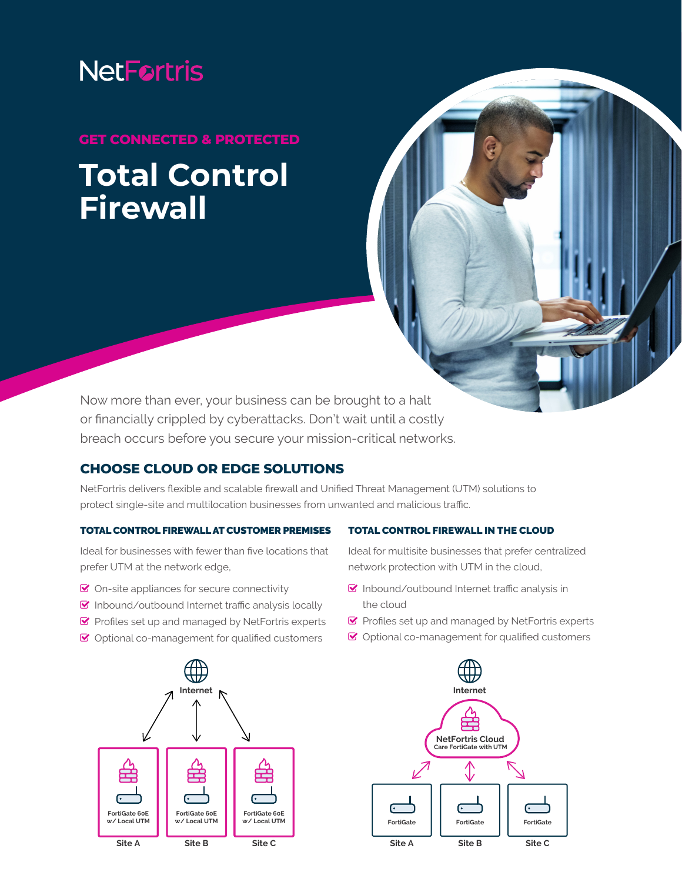# NetFortris

## GET CONNECTED & PROTECTED

# Total Control Firewall

Now more than ever, your business can be brought to a halt or financially crippled by cyberattacks. Don't wait until a costly breach occurs before you secure your mission-critical networks.

## CHOOSE CLOUD OR EDGE SOLUTIONS

NetFortris delivers flexible and scalable firewall and Unified Threat Management (UTM) solutions to protect single-site and multilocation businesses from unwanted and malicious traffic.

### TOTAL CONTROL FIREWALL AT CUSTOMER PREMISES

Ideal for businesses with fewer than five locations that prefer UTM at the network edge,

- On-site appliances for secure connectivity
- Inbound/outbound Internet traffic analysis locally
- Profiles set up and managed by NetFortris experts
- Optional co-management for qualified customers

Internet

FortiGate 60E w/ Local UTM — Site A

FortiGate 60E w/ Local UTM — Site B

FortiGate 60E w/ Local UTM — Site C

### TOTAL CONTROL FIREWALL IN THE CLOUD

Ideal for multisite businesses that prefer centralized network protection with UTM in the cloud,

- Inbound/outbound Internet traffic analysis in the cloud
- Profiles set up and managed by NetFortris experts
- Optional co-management for qualified customers

Internet

NetFortris Cloud
Care FortiGate with UTM

FortiGate — Site A

FortiGate — Site B

FortiGate — Site C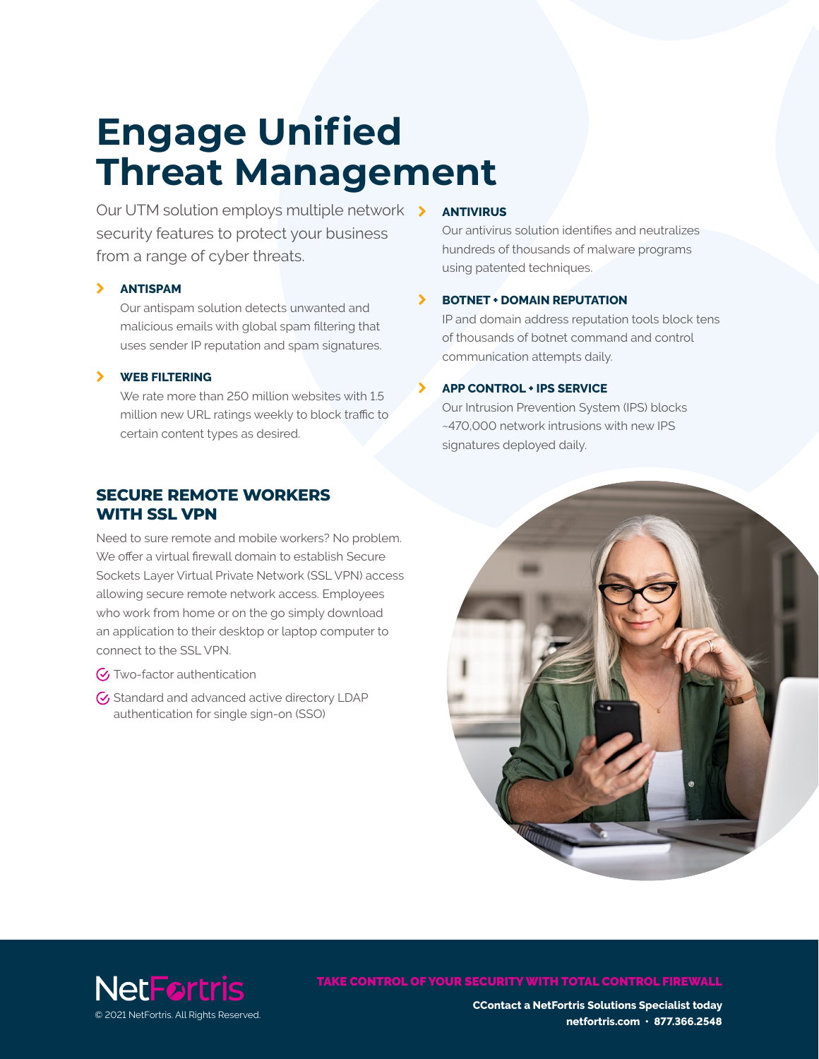# Engage Unified Threat Management

Our UTM solution employs multiple network security features to protect your business from a range of cyber threats.

### ANTISPAM

Our antispam solution detects unwanted and malicious emails with global spam filtering that uses sender IP reputation and spam signatures.

### WEB FILTERING

We rate more than 250 million websites with 1.5 million new URL ratings weekly to block traffic to certain content types as desired.

### ANTIVIRUS

Our antivirus solution identifies and neutralizes hundreds of thousands of malware programs using patented techniques.

### BOTNET + DOMAIN REPUTATION

IP and domain address reputation tools block tens of thousands of botnet command and control communication attempts daily.

### APP CONTROL + IPS SERVICE

Our Intrusion Prevention System (IPS) blocks ~470,000 network intrusions with new IPS signatures deployed daily.

## SECURE REMOTE WORKERS WITH SSL VPN

Need to sure remote and mobile workers? No problem. We offer a virtual firewall domain to establish Secure Sockets Layer Virtual Private Network (SSL VPN) access allowing secure remote network access. Employees who work from home or on the go simply download an application to their desktop or laptop computer to connect to the SSL VPN.

- Two-factor authentication
- Standard and advanced active directory LDAP authentication for single sign-on (SSO)

NetFortris

© 2021 NetFortris. All Rights Reserved.

**TAKE CONTROL OF YOUR SECURITY WITH TOTAL CONTROL FIREWALL**

**CContact a NetFortris Solutions Specialist today**

**netfortris.com • 877.366.2548**